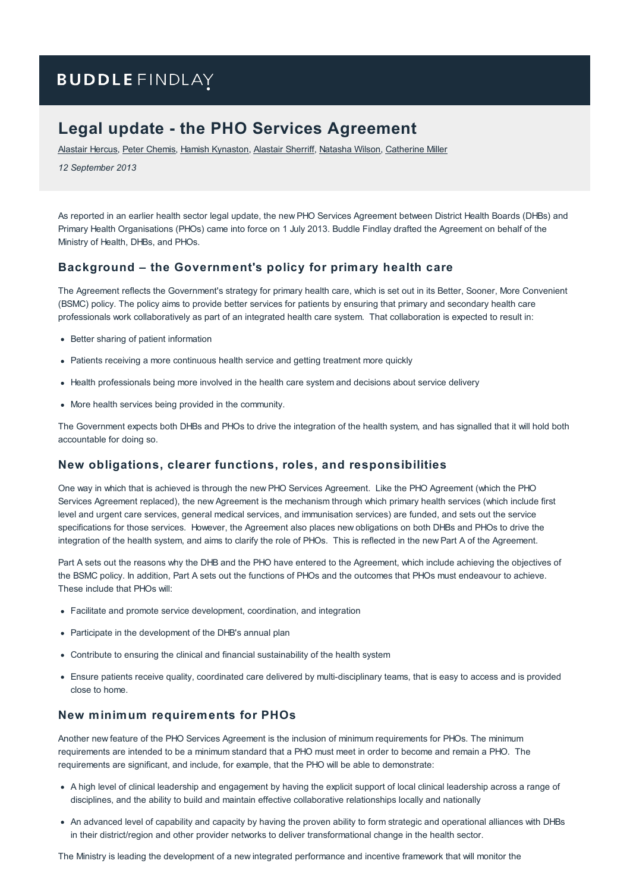BUDDLE FINDLAY

# Legal update - the PHO Services Agreement

Alastair Hercus, Peter Chemis, Hamish Kynaston, Alastair Sherriff, Natasha Wilson, Catherine Miller

*12 September 2013*

As reported in an earlier health sector legal update, the new PHO Services Agreement between District Health Boards (DHBs) and Primary Health Organisations (PHOs) came into force on 1 July 2013. Buddle Findlay drafted the Agreement on behalf of the Ministry of Health, DHBs, and PHOs.

## Background – the Government's policy for primary health care

The Agreement reflects the Government's strategy for primary health care, which is set out in its Better, Sooner, More Convenient (BSMC) policy. The policy aims to provide better services for patients by ensuring that primary and secondary health care professionals work collaboratively as part of an integrated health care system. That collaboration is expected to result in:

- Better sharing of patient information
- Patients receiving a more continuous health service and getting treatment more quickly
- Health professionals being more involved in the health care system and decisions about service delivery
- More health services being provided in the community.

The Government expects both DHBs and PHOs to drive the integration of the health system, and has signalled that it will hold both accountable for doing so.

## New obligations, clearer functions, roles, and responsibilities

One way in which that is achieved is through the new PHO Services Agreement. Like the PHO Agreement (which the PHO Services Agreement replaced), the new Agreement is the mechanism through which primary health services (which include first level and urgent care services, general medical services, and immunisation services) are funded, and sets out the service specifications for those services. However, the Agreement also places new obligations on both DHBs and PHOs to drive the integration of the health system, and aims to clarify the role of PHOs. This is reflected in the new Part A of the Agreement.

Part A sets out the reasons why the DHB and the PHO have entered to the Agreement, which include achieving the objectives of the BSMC policy. In addition, Part A sets out the functions of PHOs and the outcomes that PHOs must endeavour to achieve. These include that PHOs will:

- Facilitate and promote service development, coordination, and integration
- Participate in the development of the DHB's annual plan
- Contribute to ensuring the clinical and financial sustainability of the health system
- Ensure patients receive quality, coordinated care delivered by multi-disciplinary teams, that is easy to access and is provided close to home.

## New minimum requirements for PHOs

Another new feature of the PHO Services Agreement is the inclusion of minimum requirements for PHOs. The minimum requirements are intended to be a minimum standard that a PHO must meet in order to become and remain a PHO. The requirements are significant, and include, for example, that the PHO will be able to demonstrate:

- A high level of clinical leadership and engagement by having the explicit support of local clinical leadership across a range of disciplines, and the ability to build and maintain effective collaborative relationships locally and nationally
- An advanced level of capability and capacity by having the proven ability to form strategic and operational alliances with DHBs in their district/region and other provider networks to deliver transformational change in the health sector.

The Ministry is leading the development of a new integrated performance and incentive framework that will monitor the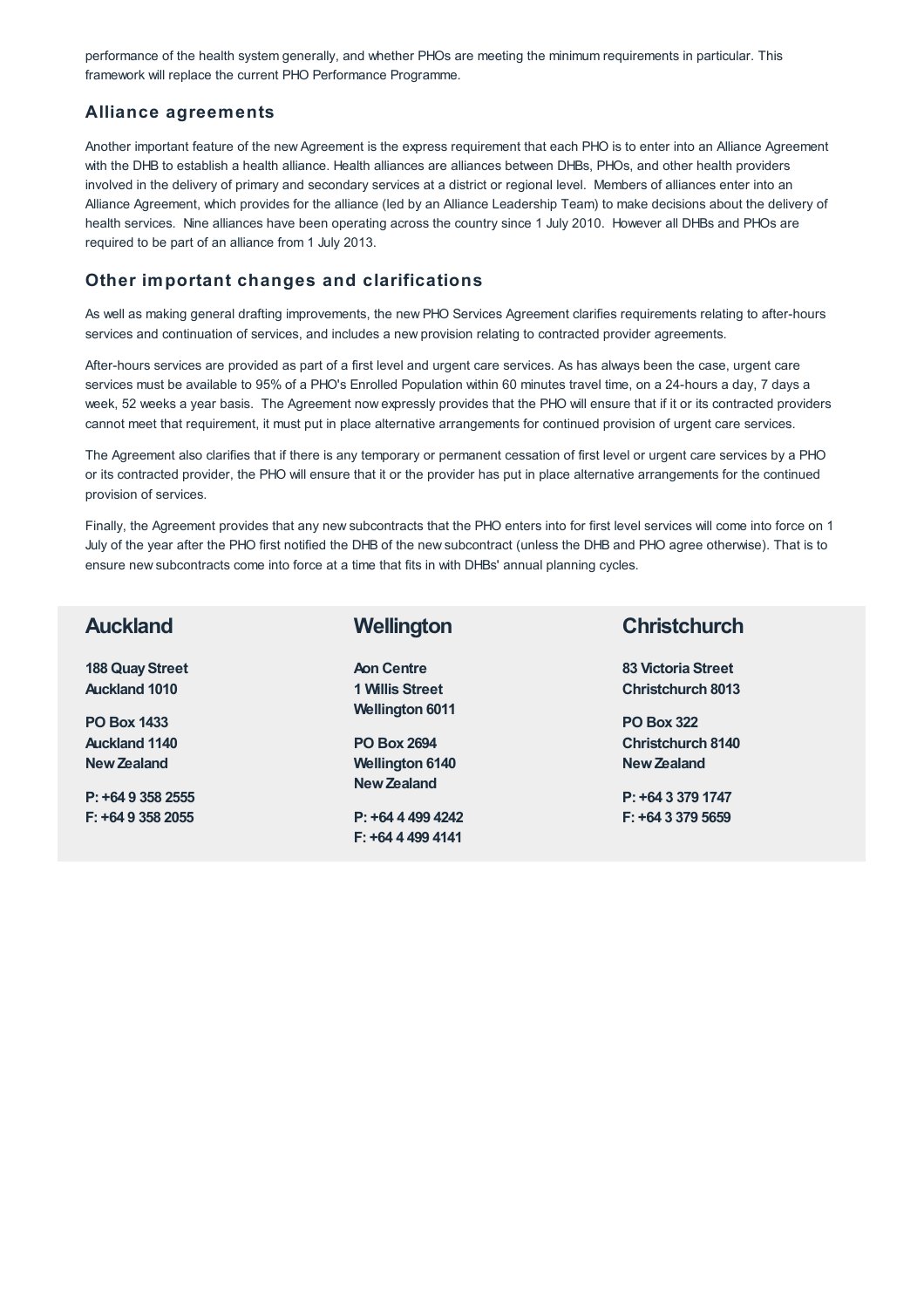performance of the health system generally, and whether PHOs are meeting the minimum requirements in particular. This framework will replace the current PHO Performance Programme.

### Alliance agreements

Another important feature of the new Agreement is the express requirement that each PHO is to enter into an Alliance Agreement with the DHB to establish a health alliance. Health alliances are alliances between DHBs, PHOs, and other health providers involved in the delivery of primary and secondary services at a district or regional level. Members of alliances enter into an Alliance Agreement, which provides for the alliance (led by an Alliance Leadership Team) to make decisions about the delivery of health services. Nine alliances have been operating across the country since 1 July 2010. However all DHBs and PHOs are required to be part of an alliance from 1 July 2013.

### Other important changes and clarifications

As well as making general drafting improvements, the new PHO Services Agreement clarifies requirements relating to after-hours services and continuation of services, and includes a new provision relating to contracted provider agreements.

After-hours services are provided as part of a first level and urgent care services. As has always been the case, urgent care services must be available to 95% of a PHO's Enrolled Population within 60 minutes travel time, on a 24-hours a day, 7 days a week, 52 weeks a year basis. The Agreement now expressly provides that the PHO will ensure that if it or its contracted providers cannot meet that requirement, it must put in place alternative arrangements for continued provision of urgent care services.

The Agreement also clarifies that if there is any temporary or permanent cessation of first level or urgent care services by a PHO or its contracted provider, the PHO will ensure that it or the provider has put in place alternative arrangements for the continued provision of services.

Finally, the Agreement provides that any new subcontracts that the PHO enters into for first level services will come into force on 1 July of the year after the PHO first notified the DHB of the new subcontract (unless the DHB and PHO agree otherwise). That is to ensure new subcontracts come into force at a time that fits in with DHBs' annual planning cycles.

## Auckland

**188 Quay Street**
**Auckland 1010**

**PO Box 1433**
**Auckland 1140**
**New Zealand**

**P: +64 9 358 2555**
**F: +64 9 358 2055**

## Wellington

**Aon Centre**
**1 Willis Street**
**Wellington 6011**

**PO Box 2694**
**Wellington 6140**
**New Zealand**

**P: +64 4 499 4242**
**F: +64 4 499 4141**

## Christchurch

**83 Victoria Street**
**Christchurch 8013**

**PO Box 322**
**Christchurch 8140**
**New Zealand**

**P: +64 3 379 1747**
**F: +64 3 379 5659**